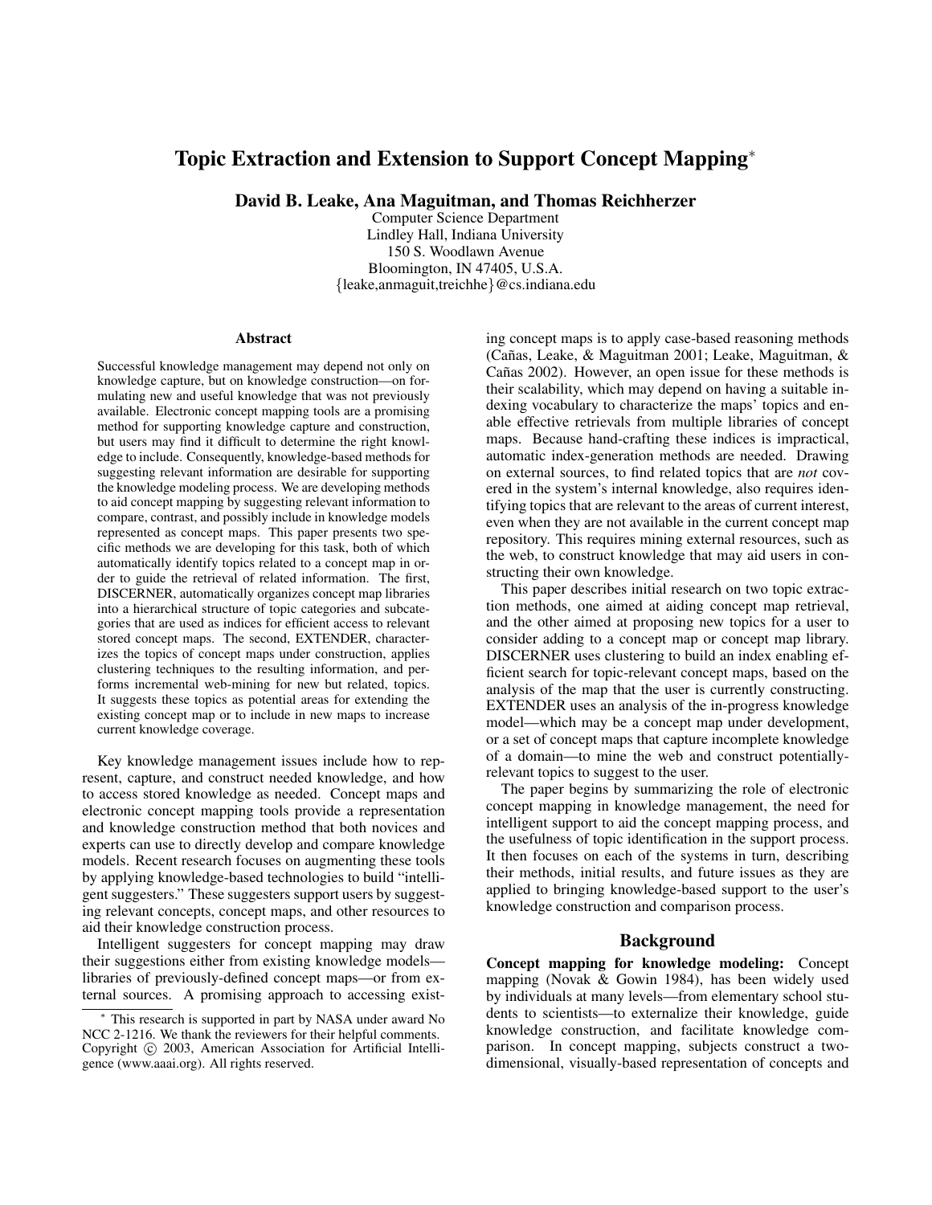# Topic Extraction and Extension to Support Concept Mapping*

**David B. Leake, Ana Maguitman, and Thomas Reichherzer**

Computer Science Department
Lindley Hall, Indiana University
150 S. Woodlawn Avenue
Bloomington, IN 47405, U.S.A.
{leake,anmaguit,treichhe}@cs.indiana.edu

## Abstract

Successful knowledge management may depend not only on knowledge capture, but on knowledge construction—on formulating new and useful knowledge that was not previously available. Electronic concept mapping tools are a promising method for supporting knowledge capture and construction, but users may find it difficult to determine the right knowledge to include. Consequently, knowledge-based methods for suggesting relevant information are desirable for supporting the knowledge modeling process. We are developing methods to aid concept mapping by suggesting relevant information to compare, contrast, and possibly include in knowledge models represented as concept maps. This paper presents two specific methods we are developing for this task, both of which automatically identify topics related to a concept map in order to guide the retrieval of related information. The first, DISCERNER, automatically organizes concept map libraries into a hierarchical structure of topic categories and subcategories that are used as indices for efficient access to relevant stored concept maps. The second, EXTENDER, characterizes the topics of concept maps under construction, applies clustering techniques to the resulting information, and performs incremental web-mining for new but related, topics. It suggests these topics as potential areas for extending the existing concept map or to include in new maps to increase current knowledge coverage.

Key knowledge management issues include how to represent, capture, and construct needed knowledge, and how to access stored knowledge as needed. Concept maps and electronic concept mapping tools provide a representation and knowledge construction method that both novices and experts can use to directly develop and compare knowledge models. Recent research focuses on augmenting these tools by applying knowledge-based technologies to build "intelligent suggesters." These suggesters support users by suggesting relevant concepts, concept maps, and other resources to aid their knowledge construction process.

Intelligent suggesters for concept mapping may draw their suggestions either from existing knowledge models—libraries of previously-defined concept maps—or from external sources. A promising approach to accessing existing concept maps is to apply case-based reasoning methods (Cañas, Leake, & Maguitman 2001; Leake, Maguitman, & Cañas 2002). However, an open issue for these methods is their scalability, which may depend on having a suitable indexing vocabulary to characterize the maps' topics and enable effective retrievals from multiple libraries of concept maps. Because hand-crafting these indices is impractical, automatic index-generation methods are needed. Drawing on external sources, to find related topics that are *not* covered in the system's internal knowledge, also requires identifying topics that are relevant to the areas of current interest, even when they are not available in the current concept map repository. This requires mining external resources, such as the web, to construct knowledge that may aid users in constructing their own knowledge.

This paper describes initial research on two topic extraction methods, one aimed at aiding concept map retrieval, and the other aimed at proposing new topics for a user to consider adding to a concept map or concept map library. DISCERNER uses clustering to build an index enabling efficient search for topic-relevant concept maps, based on the analysis of the map that the user is currently constructing. EXTENDER uses an analysis of the in-progress knowledge model—which may be a concept map under development, or a set of concept maps that capture incomplete knowledge of a domain—to mine the web and construct potentially-relevant topics to suggest to the user.

The paper begins by summarizing the role of electronic concept mapping in knowledge management, the need for intelligent support to aid the concept mapping process, and the usefulness of topic identification in the support process. It then focuses on each of the systems in turn, describing their methods, initial results, and future issues as they are applied to bringing knowledge-based support to the user's knowledge construction and comparison process.

## Background

**Concept mapping for knowledge modeling:** Concept mapping (Novak & Gowin 1984), has been widely used by individuals at many levels—from elementary school students to scientists—to externalize their knowledge, guide knowledge construction, and facilitate knowledge comparison. In concept mapping, subjects construct a two-dimensional, visually-based representation of concepts and

---

* This research is supported in part by NASA under award No NCC 2-1216. We thank the reviewers for their helpful comments. Copyright © 2003, American Association for Artificial Intelligence (www.aaai.org). All rights reserved.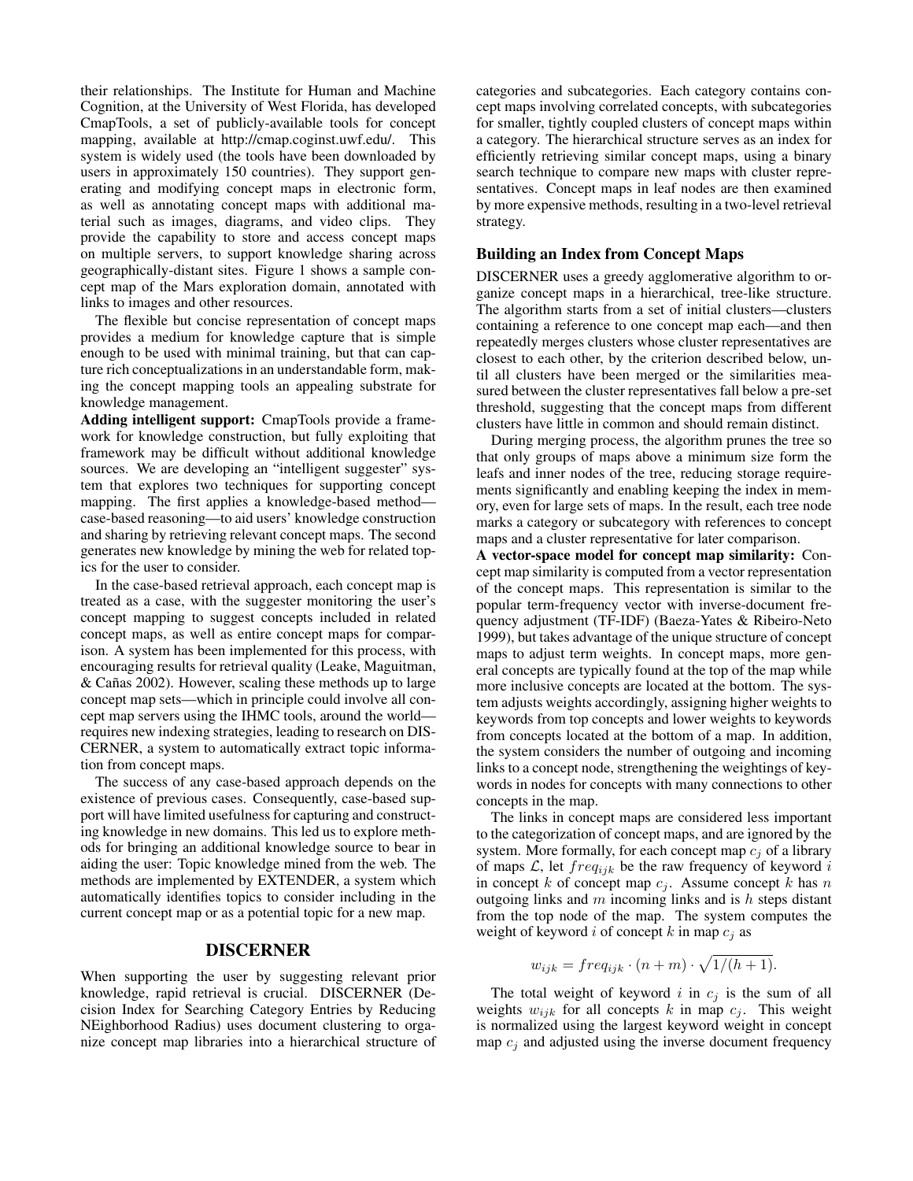their relationships. The Institute for Human and Machine Cognition, at the University of West Florida, has developed CmapTools, a set of publicly-available tools for concept mapping, available at http://cmap.coginst.uwf.edu/. This system is widely used (the tools have been downloaded by users in approximately 150 countries). They support generating and modifying concept maps in electronic form, as well as annotating concept maps with additional material such as images, diagrams, and video clips. They provide the capability to store and access concept maps on multiple servers, to support knowledge sharing across geographically-distant sites. Figure 1 shows a sample concept map of the Mars exploration domain, annotated with links to images and other resources.

The flexible but concise representation of concept maps provides a medium for knowledge capture that is simple enough to be used with minimal training, but that can capture rich conceptualizations in an understandable form, making the concept mapping tools an appealing substrate for knowledge management.

**Adding intelligent support:** CmapTools provide a framework for knowledge construction, but fully exploiting that framework may be difficult without additional knowledge sources. We are developing an "intelligent suggester" system that explores two techniques for supporting concept mapping. The first applies a knowledge-based method—case-based reasoning—to aid users' knowledge construction and sharing by retrieving relevant concept maps. The second generates new knowledge by mining the web for related topics for the user to consider.

In the case-based retrieval approach, each concept map is treated as a case, with the suggester monitoring the user's concept mapping to suggest concepts included in related concept maps, as well as entire concept maps for comparison. A system has been implemented for this process, with encouraging results for retrieval quality (Leake, Maguitman, & Cañas 2002). However, scaling these methods up to large concept map sets—which in principle could involve all concept map servers using the IHMC tools, around the world—requires new indexing strategies, leading to research on DISCERNER, a system to automatically extract topic information from concept maps.

The success of any case-based approach depends on the existence of previous cases. Consequently, case-based support will have limited usefulness for capturing and constructing knowledge in new domains. This led us to explore methods for bringing an additional knowledge source to bear in aiding the user: Topic knowledge mined from the web. The methods are implemented by EXTENDER, a system which automatically identifies topics to consider including in the current concept map or as a potential topic for a new map.

## DISCERNER

When supporting the user by suggesting relevant prior knowledge, rapid retrieval is crucial. DISCERNER (Decision Index for Searching Category Entries by Reducing NEighborhood Radius) uses document clustering to organize concept map libraries into a hierarchical structure of categories and subcategories. Each category contains concept maps involving correlated concepts, with subcategories for smaller, tightly coupled clusters of concept maps within a category. The hierarchical structure serves as an index for efficiently retrieving similar concept maps, using a binary search technique to compare new maps with cluster representatives. Concept maps in leaf nodes are then examined by more expensive methods, resulting in a two-level retrieval strategy.

### Building an Index from Concept Maps

DISCERNER uses a greedy agglomerative algorithm to organize concept maps in a hierarchical, tree-like structure. The algorithm starts from a set of initial clusters—clusters containing a reference to one concept map each—and then repeatedly merges clusters whose cluster representatives are closest to each other, by the criterion described below, until all clusters have been merged or the similarities measured between the cluster representatives fall below a pre-set threshold, suggesting that the concept maps from different clusters have little in common and should remain distinct.

During merging process, the algorithm prunes the tree so that only groups of maps above a minimum size form the leafs and inner nodes of the tree, reducing storage requirements significantly and enabling keeping the index in memory, even for large sets of maps. In the result, each tree node marks a category or subcategory with references to concept maps and a cluster representative for later comparison.

**A vector-space model for concept map similarity:** Concept map similarity is computed from a vector representation of the concept maps. This representation is similar to the popular term-frequency vector with inverse-document frequency adjustment (TF-IDF) (Baeza-Yates & Ribeiro-Neto 1999), but takes advantage of the unique structure of concept maps to adjust term weights. In concept maps, more general concepts are typically found at the top of the map while more inclusive concepts are located at the bottom. The system adjusts weights accordingly, assigning higher weights to keywords from top concepts and lower weights to keywords from concepts located at the bottom of a map. In addition, the system considers the number of outgoing and incoming links to a concept node, strengthening the weightings of keywords in nodes for concepts with many connections to other concepts in the map.

The links in concept maps are considered less important to the categorization of concept maps, and are ignored by the system. More formally, for each concept map $c_j$ of a library of maps $\mathcal{L}$, let $freq_{ijk}$ be the raw frequency of keyword $i$ in concept $k$ of concept map $c_j$. Assume concept $k$ has $n$ outgoing links and $m$ incoming links and is $h$ steps distant from the top node of the map. The system computes the weight of keyword $i$ of concept $k$ in map $c_j$ as

$$w_{ijk} = freq_{ijk} \cdot (n + m) \cdot \sqrt{1/(h + 1)}.$$

The total weight of keyword $i$ in $c_j$ is the sum of all weights $w_{ijk}$ for all concepts $k$ in map $c_j$. This weight is normalized using the largest keyword weight in concept map $c_j$ and adjusted using the inverse document frequency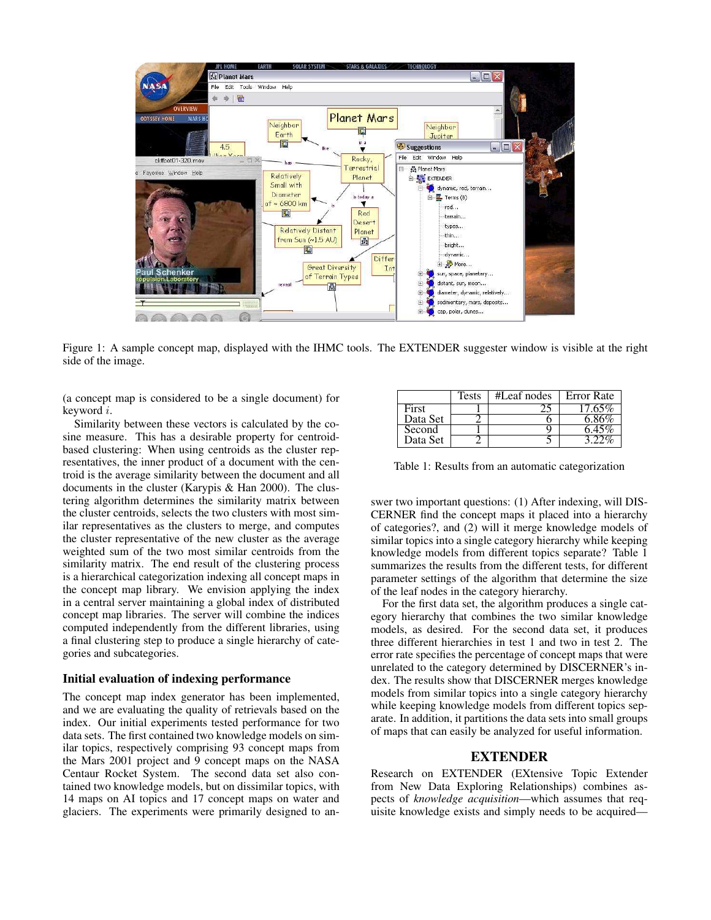Figure 1: A sample concept map, displayed with the IHMC tools. The EXTENDER suggester window is visible at the right side of the image.

(a concept map is considered to be a single document) for keyword $i$.

Similarity between these vectors is calculated by the cosine measure. This has a desirable property for centroid-based clustering: When using centroids as the cluster representatives, the inner product of a document with the centroid is the average similarity between the document and all documents in the cluster (Karypis & Han 2000). The clustering algorithm determines the similarity matrix between the cluster centroids, selects the two clusters with most similar representatives as the clusters to merge, and computes the cluster representative of the new cluster as the average weighted sum of the two most similar centroids from the similarity matrix. The end result of the clustering process is a hierarchical categorization indexing all concept maps in the concept map library. We envision applying the index in a central server maintaining a global index of distributed concept map libraries. The server will combine the indices computed independently from the different libraries, using a final clustering step to produce a single hierarchy of categories and subcategories.

### Initial evaluation of indexing performance

The concept map index generator has been implemented, and we are evaluating the quality of retrievals based on the index. Our initial experiments tested performance for two data sets. The first contained two knowledge models on similar topics, respectively comprising 93 concept maps from the Mars 2001 project and 9 concept maps on the NASA Centaur Rocket System. The second data set also contained two knowledge models, but on dissimilar topics, with 14 maps on AI topics and 17 concept maps on water and glaciers. The experiments were primarily designed to answer two important questions: (1) After indexing, will DISCERNER find the concept maps it placed into a hierarchy of categories?, and (2) will it merge knowledge models of similar topics into a single category hierarchy while keeping knowledge models from different topics separate? Table 1 summarizes the results from the different tests, for different parameter settings of the algorithm that determine the size of the leaf nodes in the category hierarchy.

| | Tests | #Leaf nodes | Error Rate |
|---|---|---|---|
| First Data Set | 1 | 25 | 17.65% |
| | 2 | 6 | 6.86% |
| Second Data Set | 1 | 9 | 6.45% |
| | 2 | 5 | 3.22% |

Table 1: Results from an automatic categorization

For the first data set, the algorithm produces a single category hierarchy that combines the two similar knowledge models, as desired. For the second data set, it produces three different hierarchies in test 1 and two in test 2. The error rate specifies the percentage of concept maps that were unrelated to the category determined by DISCERNER's index. The results show that DISCERNER merges knowledge models from similar topics into a single category hierarchy while keeping knowledge models from different topics separate. In addition, it partitions the data sets into small groups of maps that can easily be analyzed for useful information.

## EXTENDER

Research on EXTENDER (EXtensive Topic Extender from New Data Exploring Relationships) combines aspects of *knowledge acquisition*—which assumes that requisite knowledge exists and simply needs to be acquired—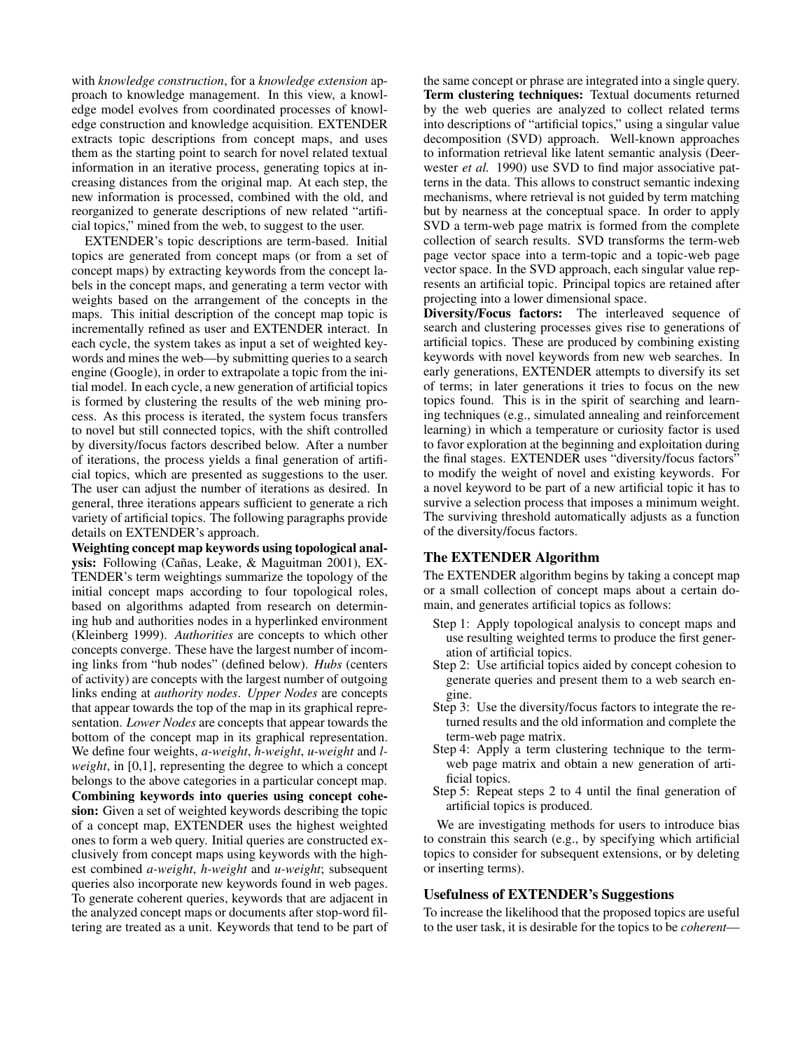with *knowledge construction*, for a *knowledge extension* approach to knowledge management. In this view, a knowledge model evolves from coordinated processes of knowledge construction and knowledge acquisition. EXTENDER extracts topic descriptions from concept maps, and uses them as the starting point to search for novel related textual information in an iterative process, generating topics at increasing distances from the original map. At each step, the new information is processed, combined with the old, and reorganized to generate descriptions of new related "artificial topics," mined from the web, to suggest to the user.

EXTENDER's topic descriptions are term-based. Initial topics are generated from concept maps (or from a set of concept maps) by extracting keywords from the concept labels in the concept maps, and generating a term vector with weights based on the arrangement of the concepts in the maps. This initial description of the concept map topic is incrementally refined as user and EXTENDER interact. In each cycle, the system takes as input a set of weighted keywords and mines the web—by submitting queries to a search engine (Google), in order to extrapolate a topic from the initial model. In each cycle, a new generation of artificial topics is formed by clustering the results of the web mining process. As this process is iterated, the system focus transfers to novel but still connected topics, with the shift controlled by diversity/focus factors described below. After a number of iterations, the process yields a final generation of artificial topics, which are presented as suggestions to the user. The user can adjust the number of iterations as desired. In general, three iterations appears sufficient to generate a rich variety of artificial topics. The following paragraphs provide details on EXTENDER's approach.

**Weighting concept map keywords using topological analysis:** Following (Cañas, Leake, & Maguitman 2001), EXTENDER's term weightings summarize the topology of the initial concept maps according to four topological roles, based on algorithms adapted from research on determining hub and authorities nodes in a hyperlinked environment (Kleinberg 1999). *Authorities* are concepts to which other concepts converge. These have the largest number of incoming links from "hub nodes" (defined below). *Hubs* (centers of activity) are concepts with the largest number of outgoing links ending at *authority nodes*. *Upper Nodes* are concepts that appear towards the top of the map in its graphical representation. *Lower Nodes* are concepts that appear towards the bottom of the concept map in its graphical representation. We define four weights, *a-weight*, *h-weight*, *u-weight* and *l-weight*, in [0,1], representing the degree to which a concept belongs to the above categories in a particular concept map.

**Combining keywords into queries using concept cohesion:** Given a set of weighted keywords describing the topic of a concept map, EXTENDER uses the highest weighted ones to form a web query. Initial queries are constructed exclusively from concept maps using keywords with the highest combined *a-weight*, *h-weight* and *u-weight*; subsequent queries also incorporate new keywords found in web pages. To generate coherent queries, keywords that are adjacent in the analyzed concept maps or documents after stop-word filtering are treated as a unit. Keywords that tend to be part of the same concept or phrase are integrated into a single query.

**Term clustering techniques:** Textual documents returned by the web queries are analyzed to collect related terms into descriptions of "artificial topics," using a singular value decomposition (SVD) approach. Well-known approaches to information retrieval like latent semantic analysis (Deerwester *et al.* 1990) use SVD to find major associative patterns in the data. This allows to construct semantic indexing mechanisms, where retrieval is not guided by term matching but by nearness at the conceptual space. In order to apply SVD a term-web page matrix is formed from the complete collection of search results. SVD transforms the term-web page vector space into a term-topic and a topic-web page vector space. In the SVD approach, each singular value represents an artificial topic. Principal topics are retained after projecting into a lower dimensional space.

**Diversity/Focus factors:** The interleaved sequence of search and clustering processes gives rise to generations of artificial topics. These are produced by combining existing keywords with novel keywords from new web searches. In early generations, EXTENDER attempts to diversify its set of terms; in later generations it tries to focus on the new topics found. This is in the spirit of searching and learning techniques (e.g., simulated annealing and reinforcement learning) in which a temperature or curiosity factor is used to favor exploration at the beginning and exploitation during the final stages. EXTENDER uses "diversity/focus factors" to modify the weight of novel and existing keywords. For a novel keyword to be part of a new artificial topic it has to survive a selection process that imposes a minimum weight. The surviving threshold automatically adjusts as a function of the diversity/focus factors.

## The EXTENDER Algorithm

The EXTENDER algorithm begins by taking a concept map or a small collection of concept maps about a certain domain, and generates artificial topics as follows:

- Step 1: Apply topological analysis to concept maps and use resulting weighted terms to produce the first generation of artificial topics.
- Step 2: Use artificial topics aided by concept cohesion to generate queries and present them to a web search engine.
- Step 3: Use the diversity/focus factors to integrate the returned results and the old information and complete the term-web page matrix.
- Step 4: Apply a term clustering technique to the term-web page matrix and obtain a new generation of artificial topics.
- Step 5: Repeat steps 2 to 4 until the final generation of artificial topics is produced.

We are investigating methods for users to introduce bias to constrain this search (e.g., by specifying which artificial topics to consider for subsequent extensions, or by deleting or inserting terms).

## Usefulness of EXTENDER's Suggestions

To increase the likelihood that the proposed topics are useful to the user task, it is desirable for the topics to be *coherent*—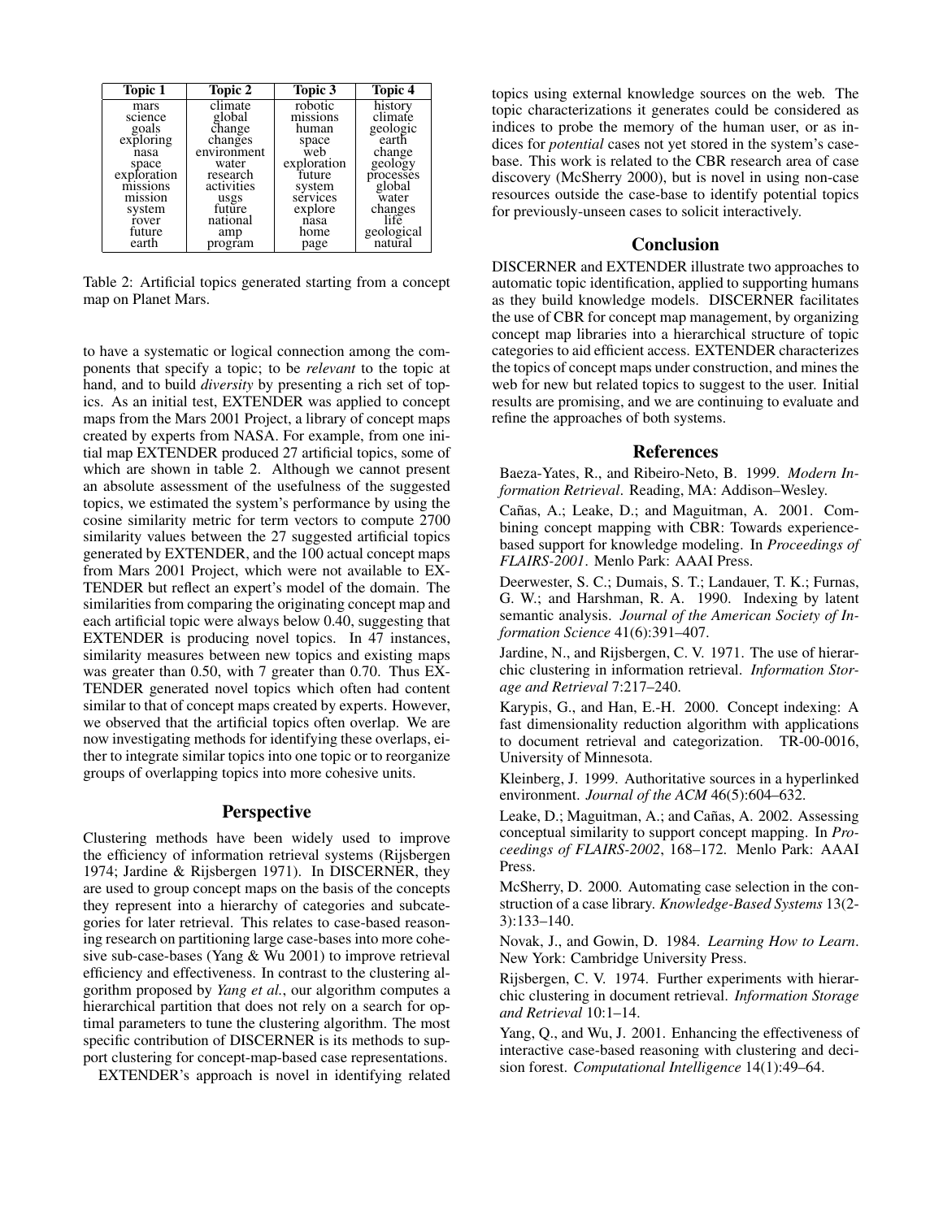| Topic 1 | Topic 2 | Topic 3 | Topic 4 |
|---|---|---|---|
| mars | climate | robotic | history |
| science | global | missions | climate |
| goals | change | human | geologic |
| exploring | changes | space | earth |
| nasa | environment | web | change |
| space | water | exploration | geology |
| exploration | research | future | processes |
| missions | activities | system | global |
| mission | usgs | services | water |
| system | future | explore | changes |
| rover | national | nasa | life |
| future | amp | home | geological |
| earth | program | page | natural |

Table 2: Artificial topics generated starting from a concept map on Planet Mars.

to have a systematic or logical connection among the components that specify a topic; to be *relevant* to the topic at hand, and to build *diversity* by presenting a rich set of topics. As an initial test, EXTENDER was applied to concept maps from the Mars 2001 Project, a library of concept maps created by experts from NASA. For example, from one initial map EXTENDER produced 27 artificial topics, some of which are shown in table 2. Although we cannot present an absolute assessment of the usefulness of the suggested topics, we estimated the system's performance by using the cosine similarity metric for term vectors to compute 2700 similarity values between the 27 suggested artificial topics generated by EXTENDER, and the 100 actual concept maps from Mars 2001 Project, which were not available to EXTENDER but reflect an expert's model of the domain. The similarities from comparing the originating concept map and each artificial topic were always below 0.40, suggesting that EXTENDER is producing novel topics. In 47 instances, similarity measures between new topics and existing maps was greater than 0.50, with 7 greater than 0.70. Thus EXTENDER generated novel topics which often had content similar to that of concept maps created by experts. However, we observed that the artificial topics often overlap. We are now investigating methods for identifying these overlaps, either to integrate similar topics into one topic or to reorganize groups of overlapping topics into more cohesive units.

## Perspective

Clustering methods have been widely used to improve the efficiency of information retrieval systems (Rijsbergen 1974; Jardine & Rijsbergen 1971). In DISCERNER, they are used to group concept maps on the basis of the concepts they represent into a hierarchy of categories and subcategories for later retrieval. This relates to case-based reasoning research on partitioning large case-bases into more cohesive sub-case-bases (Yang & Wu 2001) to improve retrieval efficiency and effectiveness. In contrast to the clustering algorithm proposed by *Yang et al.*, our algorithm computes a hierarchical partition that does not rely on a search for optimal parameters to tune the clustering algorithm. The most specific contribution of DISCERNER is its methods to support clustering for concept-map-based case representations.

EXTENDER's approach is novel in identifying related topics using external knowledge sources on the web. The topic characterizations it generates could be considered as indices to probe the memory of the human user, or as indices for *potential* cases not yet stored in the system's case-base. This work is related to the CBR research area of case discovery (McSherry 2000), but is novel in using non-case resources outside the case-base to identify potential topics for previously-unseen cases to solicit interactively.

## Conclusion

DISCERNER and EXTENDER illustrate two approaches to automatic topic identification, applied to supporting humans as they build knowledge models. DISCERNER facilitates the use of CBR for concept map management, by organizing concept map libraries into a hierarchical structure of topic categories to aid efficient access. EXTENDER characterizes the topics of concept maps under construction, and mines the web for new but related topics to suggest to the user. Initial results are promising, and we are continuing to evaluate and refine the approaches of both systems.

## References

Baeza-Yates, R., and Ribeiro-Neto, B. 1999. *Modern Information Retrieval*. Reading, MA: Addison–Wesley.

Cañas, A.; Leake, D.; and Maguitman, A. 2001. Combining concept mapping with CBR: Towards experience-based support for knowledge modeling. In *Proceedings of FLAIRS-2001*. Menlo Park: AAAI Press.

Deerwester, S. C.; Dumais, S. T.; Landauer, T. K.; Furnas, G. W.; and Harshman, R. A. 1990. Indexing by latent semantic analysis. *Journal of the American Society of Information Science* 41(6):391–407.

Jardine, N., and Rijsbergen, C. V. 1971. The use of hierarchic clustering in information retrieval. *Information Storage and Retrieval* 7:217–240.

Karypis, G., and Han, E.-H. 2000. Concept indexing: A fast dimensionality reduction algorithm with applications to document retrieval and categorization. TR-00-0016, University of Minnesota.

Kleinberg, J. 1999. Authoritative sources in a hyperlinked environment. *Journal of the ACM* 46(5):604–632.

Leake, D.; Maguitman, A.; and Cañas, A. 2002. Assessing conceptual similarity to support concept mapping. In *Proceedings of FLAIRS-2002*, 168–172. Menlo Park: AAAI Press.

McSherry, D. 2000. Automating case selection in the construction of a case library. *Knowledge-Based Systems* 13(2-3):133–140.

Novak, J., and Gowin, D. 1984. *Learning How to Learn*. New York: Cambridge University Press.

Rijsbergen, C. V. 1974. Further experiments with hierarchic clustering in document retrieval. *Information Storage and Retrieval* 10:1–14.

Yang, Q., and Wu, J. 2001. Enhancing the effectiveness of interactive case-based reasoning with clustering and decision forest. *Computational Intelligence* 14(1):49–64.